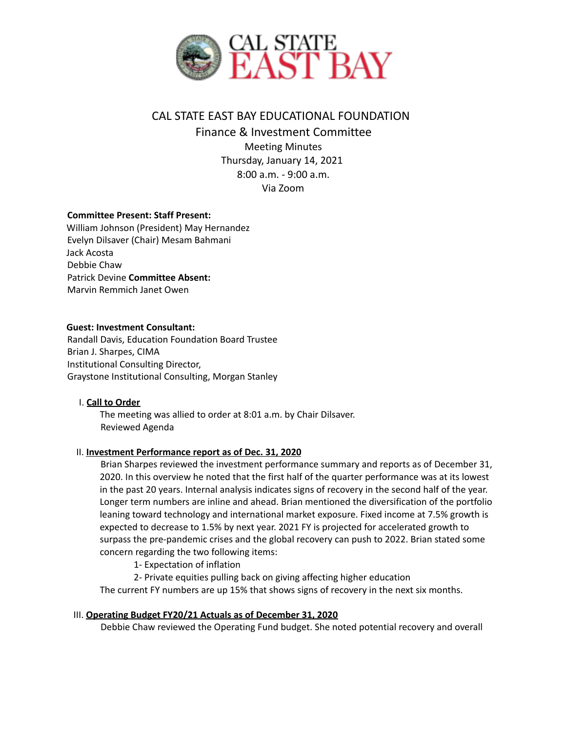# CAL STATE EAST BAY EDUCATIONAL FOUNDATION

## Finance & Investment Committee

Meeting Minutes
Thursday, January 14, 2021
8:00 a.m. - 9:00 a.m.
Via Zoom

**Committee Present: Staff Present:**
William Johnson (President) May Hernandez
Evelyn Dilsaver (Chair) Mesam Bahmani
Jack Acosta
Debbie Chaw
Patrick Devine **Committee Absent:**
Marvin Remmich Janet Owen

**Guest: Investment Consultant:**
Randall Davis, Education Foundation Board Trustee
Brian J. Sharpes, CIMA
Institutional Consulting Director,
Graystone Institutional Consulting, Morgan Stanley

I. **Call to Order**

The meeting was allied to order at 8:01 a.m. by Chair Dilsaver.
Reviewed Agenda

II. **Investment Performance report as of Dec. 31, 2020**

Brian Sharpes reviewed the investment performance summary and reports as of December 31, 2020. In this overview he noted that the first half of the quarter performance was at its lowest in the past 20 years. Internal analysis indicates signs of recovery in the second half of the year. Longer term numbers are inline and ahead. Brian mentioned the diversification of the portfolio leaning toward technology and international market exposure. Fixed income at 7.5% growth is expected to decrease to 1.5% by next year. 2021 FY is projected for accelerated growth to surpass the pre-pandemic crises and the global recovery can push to 2022. Brian stated some concern regarding the two following items:

1- Expectation of inflation
2- Private equities pulling back on giving affecting higher education

The current FY numbers are up 15% that shows signs of recovery in the next six months.

III. **Operating Budget FY20/21 Actuals as of December 31, 2020**

Debbie Chaw reviewed the Operating Fund budget. She noted potential recovery and overall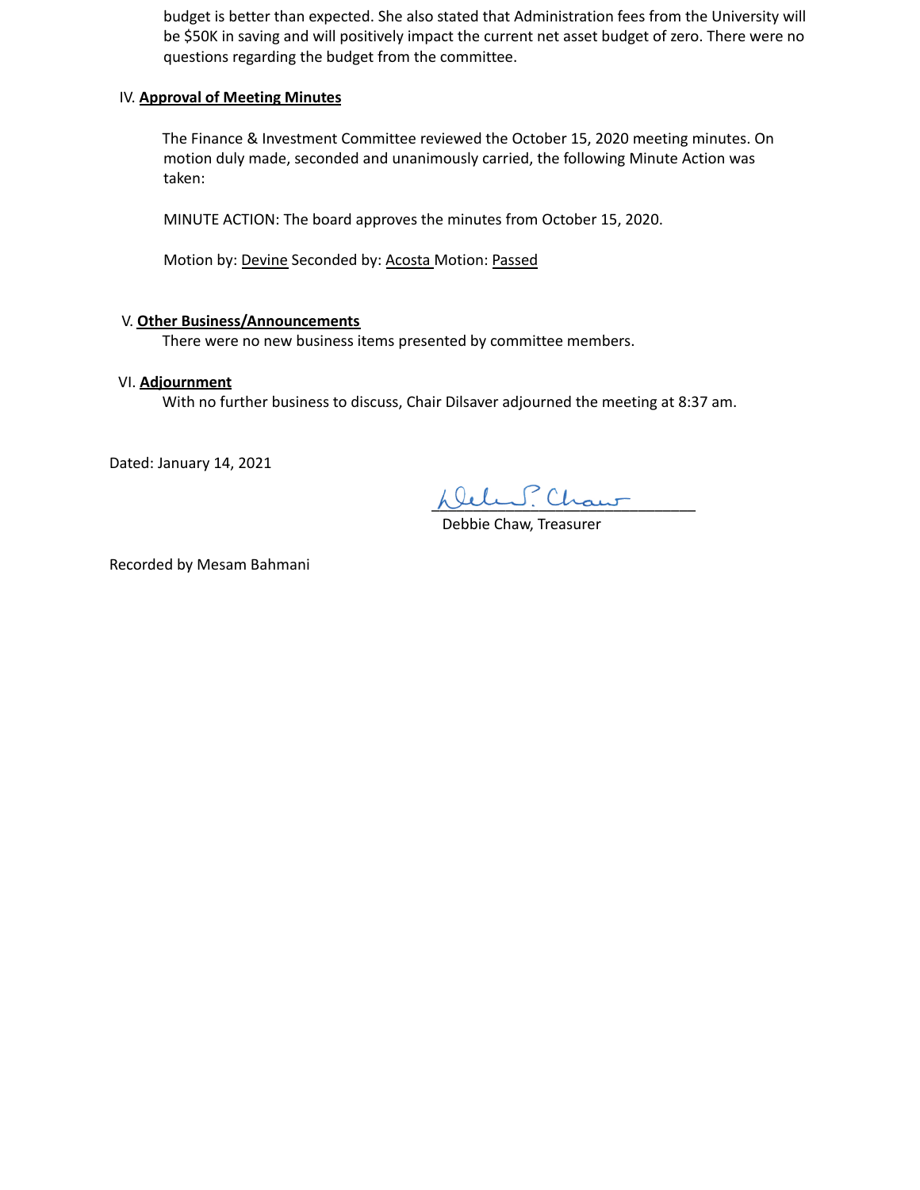budget is better than expected. She also stated that Administration fees from the University will be $50K in saving and will positively impact the current net asset budget of zero. There were no questions regarding the budget from the committee.

IV. **Approval of Meeting Minutes**

The Finance & Investment Committee reviewed the October 15, 2020 meeting minutes. On motion duly made, seconded and unanimously carried, the following Minute Action was taken:

MINUTE ACTION: The board approves the minutes from October 15, 2020.

Motion by: Devine Seconded by: Acosta Motion: Passed

V. **Other Business/Announcements**

There were no new business items presented by committee members.

VI. **Adjournment**

With no further business to discuss, Chair Dilsaver adjourned the meeting at 8:37 am.

Dated: January 14, 2021

Debbie Chaw, Treasurer

Recorded by Mesam Bahmani